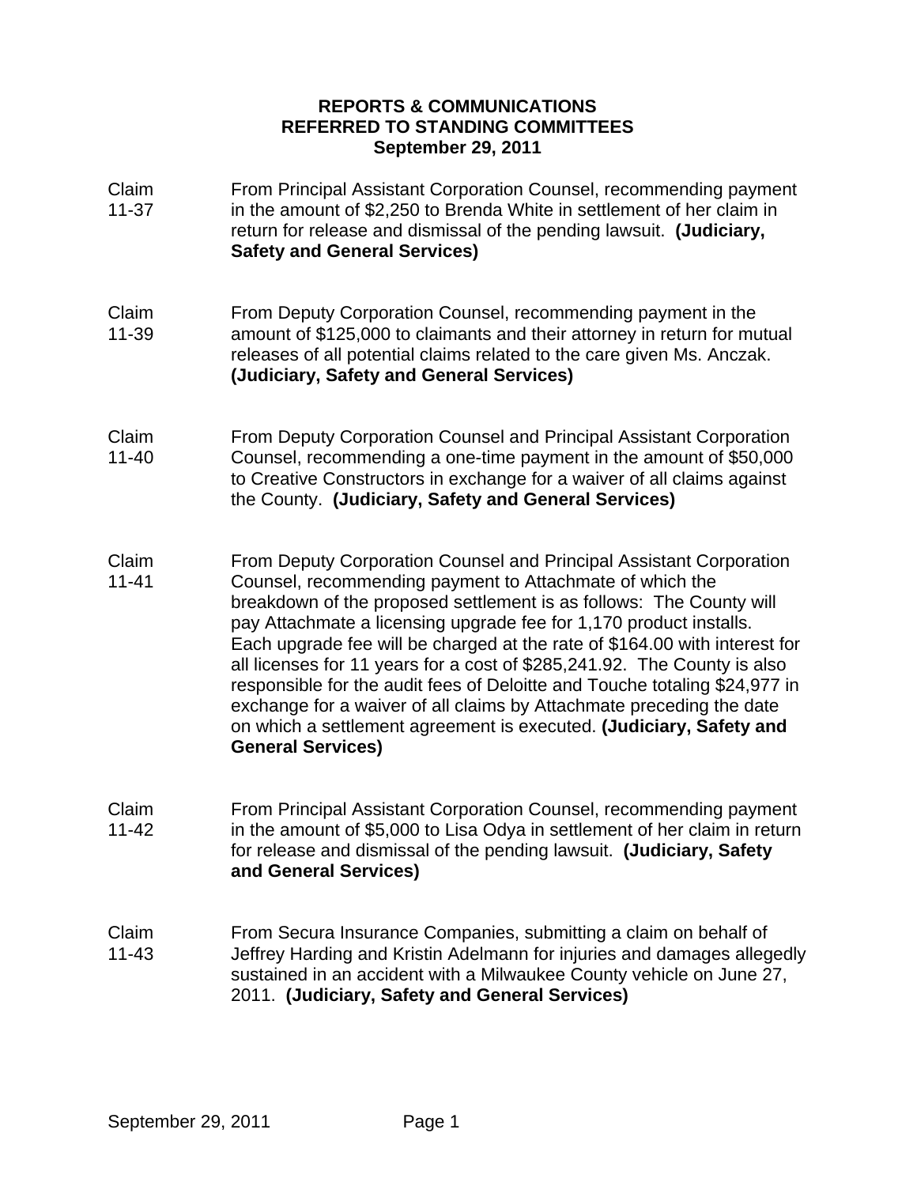**REPORTS & COMMUNICATIONS**
**REFERRED TO STANDING COMMITTEES**
**September 29, 2011**

Claim 11-37 — From Principal Assistant Corporation Counsel, recommending payment in the amount of $2,250 to Brenda White in settlement of her claim in return for release and dismissal of the pending lawsuit. **(Judiciary, Safety and General Services)**

Claim 11-39 — From Deputy Corporation Counsel, recommending payment in the amount of $125,000 to claimants and their attorney in return for mutual releases of all potential claims related to the care given Ms. Anczak. **(Judiciary, Safety and General Services)**

Claim 11-40 — From Deputy Corporation Counsel and Principal Assistant Corporation Counsel, recommending a one-time payment in the amount of $50,000 to Creative Constructors in exchange for a waiver of all claims against the County. **(Judiciary, Safety and General Services)**

Claim 11-41 — From Deputy Corporation Counsel and Principal Assistant Corporation Counsel, recommending payment to Attachmate of which the breakdown of the proposed settlement is as follows: The County will pay Attachmate a licensing upgrade fee for 1,170 product installs. Each upgrade fee will be charged at the rate of $164.00 with interest for all licenses for 11 years for a cost of $285,241.92. The County is also responsible for the audit fees of Deloitte and Touche totaling $24,977 in exchange for a waiver of all claims by Attachmate preceding the date on which a settlement agreement is executed. **(Judiciary, Safety and General Services)**

Claim 11-42 — From Principal Assistant Corporation Counsel, recommending payment in the amount of $5,000 to Lisa Odya in settlement of her claim in return for release and dismissal of the pending lawsuit. **(Judiciary, Safety and General Services)**

Claim 11-43 — From Secura Insurance Companies, submitting a claim on behalf of Jeffrey Harding and Kristin Adelmann for injuries and damages allegedly sustained in an accident with a Milwaukee County vehicle on June 27, 2011. **(Judiciary, Safety and General Services)**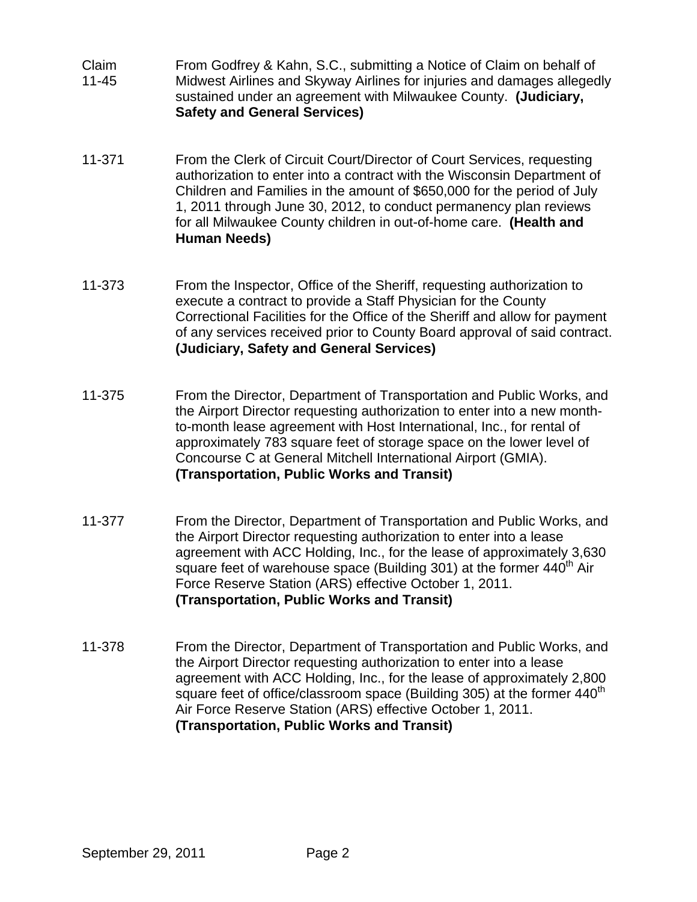Claim 11-45 From Godfrey & Kahn, S.C., submitting a Notice of Claim on behalf of Midwest Airlines and Skyway Airlines for injuries and damages allegedly sustained under an agreement with Milwaukee County. **(Judiciary, Safety and General Services)**

11-371 From the Clerk of Circuit Court/Director of Court Services, requesting authorization to enter into a contract with the Wisconsin Department of Children and Families in the amount of $650,000 for the period of July 1, 2011 through June 30, 2012, to conduct permanency plan reviews for all Milwaukee County children in out-of-home care. **(Health and Human Needs)**

11-373 From the Inspector, Office of the Sheriff, requesting authorization to execute a contract to provide a Staff Physician for the County Correctional Facilities for the Office of the Sheriff and allow for payment of any services received prior to County Board approval of said contract. **(Judiciary, Safety and General Services)**

11-375 From the Director, Department of Transportation and Public Works, and the Airport Director requesting authorization to enter into a new month-to-month lease agreement with Host International, Inc., for rental of approximately 783 square feet of storage space on the lower level of Concourse C at General Mitchell International Airport (GMIA). **(Transportation, Public Works and Transit)**

11-377 From the Director, Department of Transportation and Public Works, and the Airport Director requesting authorization to enter into a lease agreement with ACC Holding, Inc., for the lease of approximately 3,630 square feet of warehouse space (Building 301) at the former 440th Air Force Reserve Station (ARS) effective October 1, 2011. **(Transportation, Public Works and Transit)**

11-378 From the Director, Department of Transportation and Public Works, and the Airport Director requesting authorization to enter into a lease agreement with ACC Holding, Inc., for the lease of approximately 2,800 square feet of office/classroom space (Building 305) at the former 440th Air Force Reserve Station (ARS) effective October 1, 2011. **(Transportation, Public Works and Transit)**

September 29, 2011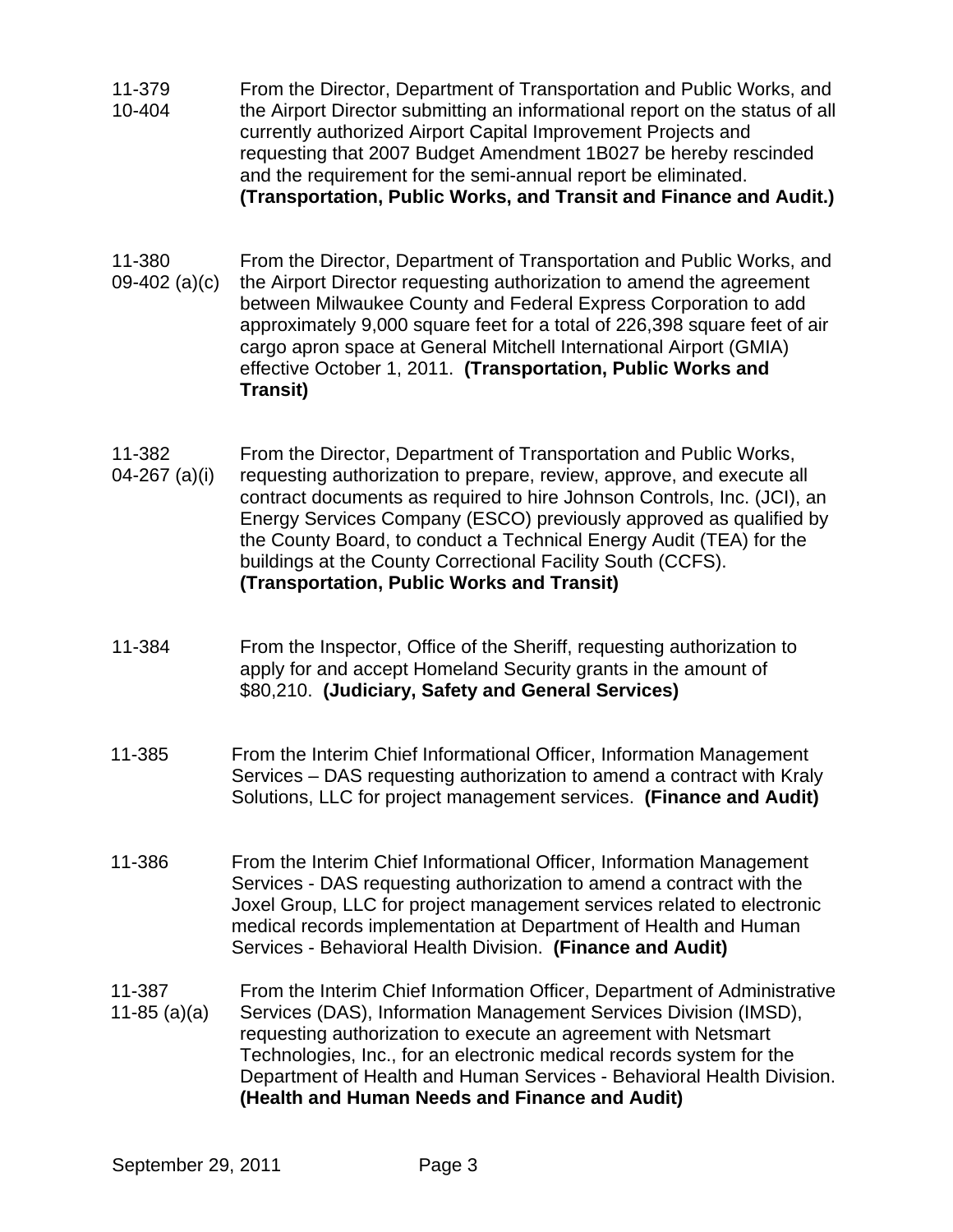11-379
10-404

From the Director, Department of Transportation and Public Works, and the Airport Director submitting an informational report on the status of all currently authorized Airport Capital Improvement Projects and requesting that 2007 Budget Amendment 1B027 be hereby rescinded and the requirement for the semi-annual report be eliminated. **(Transportation, Public Works, and Transit and Finance and Audit.)**

11-380
09-402 (a)(c)

From the Director, Department of Transportation and Public Works, and the Airport Director requesting authorization to amend the agreement between Milwaukee County and Federal Express Corporation to add approximately 9,000 square feet for a total of 226,398 square feet of air cargo apron space at General Mitchell International Airport (GMIA) effective October 1, 2011. **(Transportation, Public Works and Transit)**

11-382
04-267 (a)(i)

From the Director, Department of Transportation and Public Works, requesting authorization to prepare, review, approve, and execute all contract documents as required to hire Johnson Controls, Inc. (JCI), an Energy Services Company (ESCO) previously approved as qualified by the County Board, to conduct a Technical Energy Audit (TEA) for the buildings at the County Correctional Facility South (CCFS). **(Transportation, Public Works and Transit)**

11-384

From the Inspector, Office of the Sheriff, requesting authorization to apply for and accept Homeland Security grants in the amount of $80,210. **(Judiciary, Safety and General Services)**

11-385

From the Interim Chief Informational Officer, Information Management Services – DAS requesting authorization to amend a contract with Kraly Solutions, LLC for project management services. **(Finance and Audit)**

11-386

From the Interim Chief Informational Officer, Information Management Services - DAS requesting authorization to amend a contract with the Joxel Group, LLC for project management services related to electronic medical records implementation at Department of Health and Human Services - Behavioral Health Division. **(Finance and Audit)**

11-387
11-85 (a)(a)

From the Interim Chief Information Officer, Department of Administrative Services (DAS), Information Management Services Division (IMSD), requesting authorization to execute an agreement with Netsmart Technologies, Inc., for an electronic medical records system for the Department of Health and Human Services - Behavioral Health Division. **(Health and Human Needs and Finance and Audit)**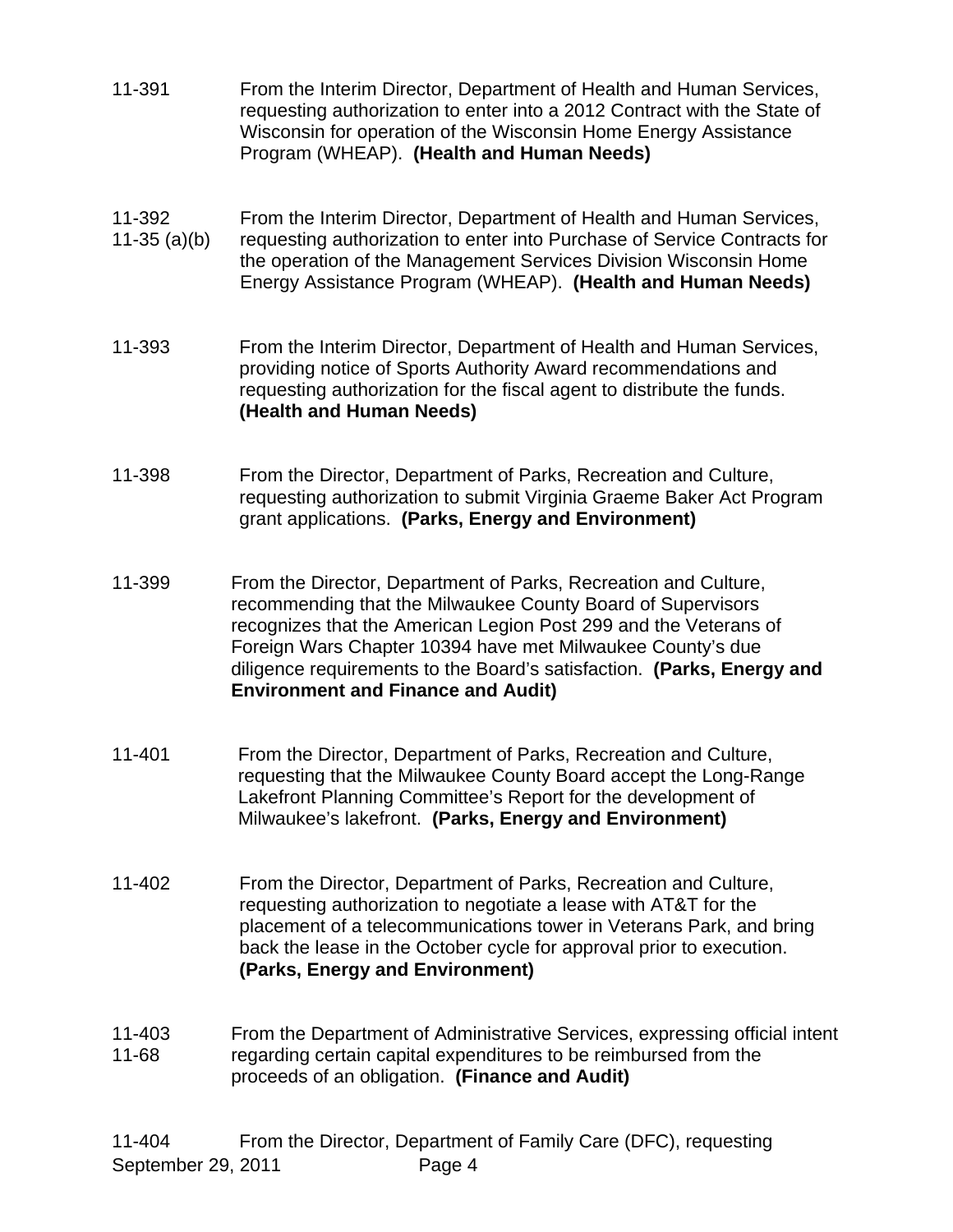11-391 From the Interim Director, Department of Health and Human Services, requesting authorization to enter into a 2012 Contract with the State of Wisconsin for operation of the Wisconsin Home Energy Assistance Program (WHEAP). **(Health and Human Needs)**

11-392
11-35 (a)(b) From the Interim Director, Department of Health and Human Services, requesting authorization to enter into Purchase of Service Contracts for the operation of the Management Services Division Wisconsin Home Energy Assistance Program (WHEAP). **(Health and Human Needs)**

11-393 From the Interim Director, Department of Health and Human Services, providing notice of Sports Authority Award recommendations and requesting authorization for the fiscal agent to distribute the funds. **(Health and Human Needs)**

11-398 From the Director, Department of Parks, Recreation and Culture, requesting authorization to submit Virginia Graeme Baker Act Program grant applications. **(Parks, Energy and Environment)**

11-399 From the Director, Department of Parks, Recreation and Culture, recommending that the Milwaukee County Board of Supervisors recognizes that the American Legion Post 299 and the Veterans of Foreign Wars Chapter 10394 have met Milwaukee County's due diligence requirements to the Board's satisfaction. **(Parks, Energy and Environment and Finance and Audit)**

11-401 From the Director, Department of Parks, Recreation and Culture, requesting that the Milwaukee County Board accept the Long-Range Lakefront Planning Committee's Report for the development of Milwaukee's lakefront. **(Parks, Energy and Environment)**

11-402 From the Director, Department of Parks, Recreation and Culture, requesting authorization to negotiate a lease with AT&T for the placement of a telecommunications tower in Veterans Park, and bring back the lease in the October cycle for approval prior to execution. **(Parks, Energy and Environment)**

11-403
11-68 From the Department of Administrative Services, expressing official intent regarding certain capital expenditures to be reimbursed from the proceeds of an obligation. **(Finance and Audit)**

11-404 From the Director, Department of Family Care (DFC), requesting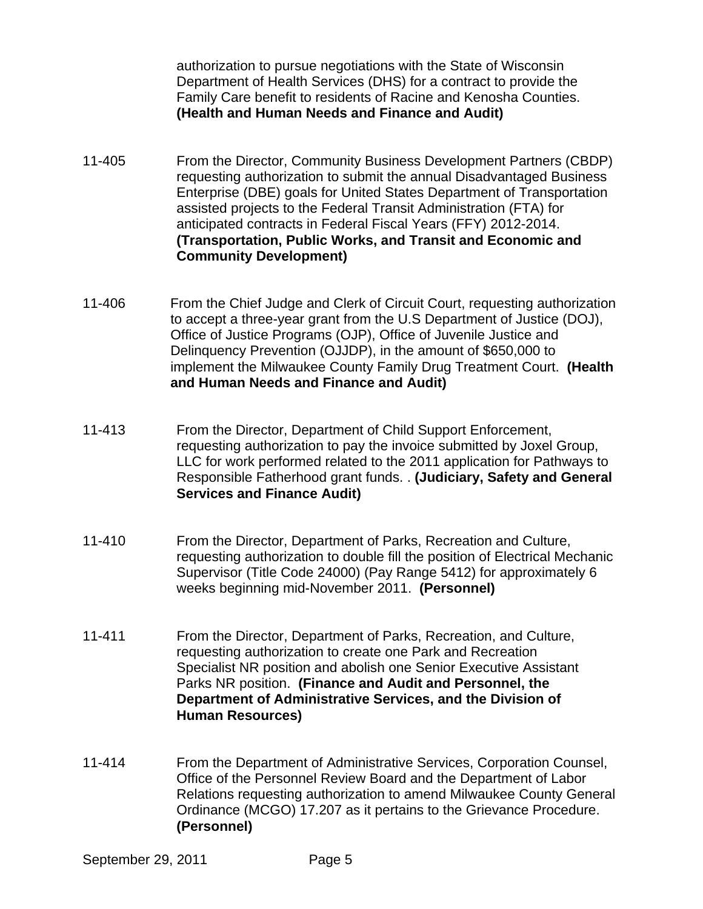authorization to pursue negotiations with the State of Wisconsin Department of Health Services (DHS) for a contract to provide the Family Care benefit to residents of Racine and Kenosha Counties. **(Health and Human Needs and Finance and Audit)**

11-405 From the Director, Community Business Development Partners (CBDP) requesting authorization to submit the annual Disadvantaged Business Enterprise (DBE) goals for United States Department of Transportation assisted projects to the Federal Transit Administration (FTA) for anticipated contracts in Federal Fiscal Years (FFY) 2012-2014. **(Transportation, Public Works, and Transit and Economic and Community Development)**

11-406 From the Chief Judge and Clerk of Circuit Court, requesting authorization to accept a three-year grant from the U.S Department of Justice (DOJ), Office of Justice Programs (OJP), Office of Juvenile Justice and Delinquency Prevention (OJJDP), in the amount of $650,000 to implement the Milwaukee County Family Drug Treatment Court. **(Health and Human Needs and Finance and Audit)**

11-413 From the Director, Department of Child Support Enforcement, requesting authorization to pay the invoice submitted by Joxel Group, LLC for work performed related to the 2011 application for Pathways to Responsible Fatherhood grant funds. . **(Judiciary, Safety and General Services and Finance Audit)**

11-410 From the Director, Department of Parks, Recreation and Culture, requesting authorization to double fill the position of Electrical Mechanic Supervisor (Title Code 24000) (Pay Range 5412) for approximately 6 weeks beginning mid-November 2011. **(Personnel)**

11-411 From the Director, Department of Parks, Recreation, and Culture, requesting authorization to create one Park and Recreation Specialist NR position and abolish one Senior Executive Assistant Parks NR position. **(Finance and Audit and Personnel, the Department of Administrative Services, and the Division of Human Resources)**

11-414 From the Department of Administrative Services, Corporation Counsel, Office of the Personnel Review Board and the Department of Labor Relations requesting authorization to amend Milwaukee County General Ordinance (MCGO) 17.207 as it pertains to the Grievance Procedure. **(Personnel)**

September 29, 2011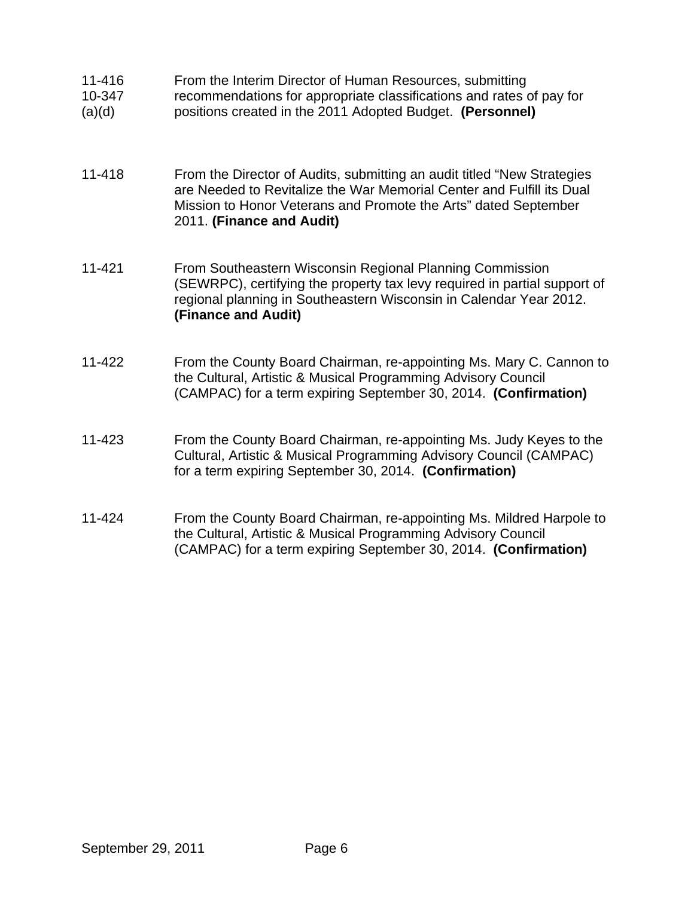11-416
10-347
(a)(d)

From the Interim Director of Human Resources, submitting recommendations for appropriate classifications and rates of pay for positions created in the 2011 Adopted Budget. **(Personnel)**

11-418

From the Director of Audits, submitting an audit titled "New Strategies are Needed to Revitalize the War Memorial Center and Fulfill its Dual Mission to Honor Veterans and Promote the Arts" dated September 2011. **(Finance and Audit)**

11-421

From Southeastern Wisconsin Regional Planning Commission (SEWRPC), certifying the property tax levy required in partial support of regional planning in Southeastern Wisconsin in Calendar Year 2012. **(Finance and Audit)**

11-422

From the County Board Chairman, re-appointing Ms. Mary C. Cannon to the Cultural, Artistic & Musical Programming Advisory Council (CAMPAC) for a term expiring September 30, 2014. **(Confirmation)**

11-423

From the County Board Chairman, re-appointing Ms. Judy Keyes to the Cultural, Artistic & Musical Programming Advisory Council (CAMPAC) for a term expiring September 30, 2014. **(Confirmation)**

11-424

From the County Board Chairman, re-appointing Ms. Mildred Harpole to the Cultural, Artistic & Musical Programming Advisory Council (CAMPAC) for a term expiring September 30, 2014. **(Confirmation)**

September 29, 2011